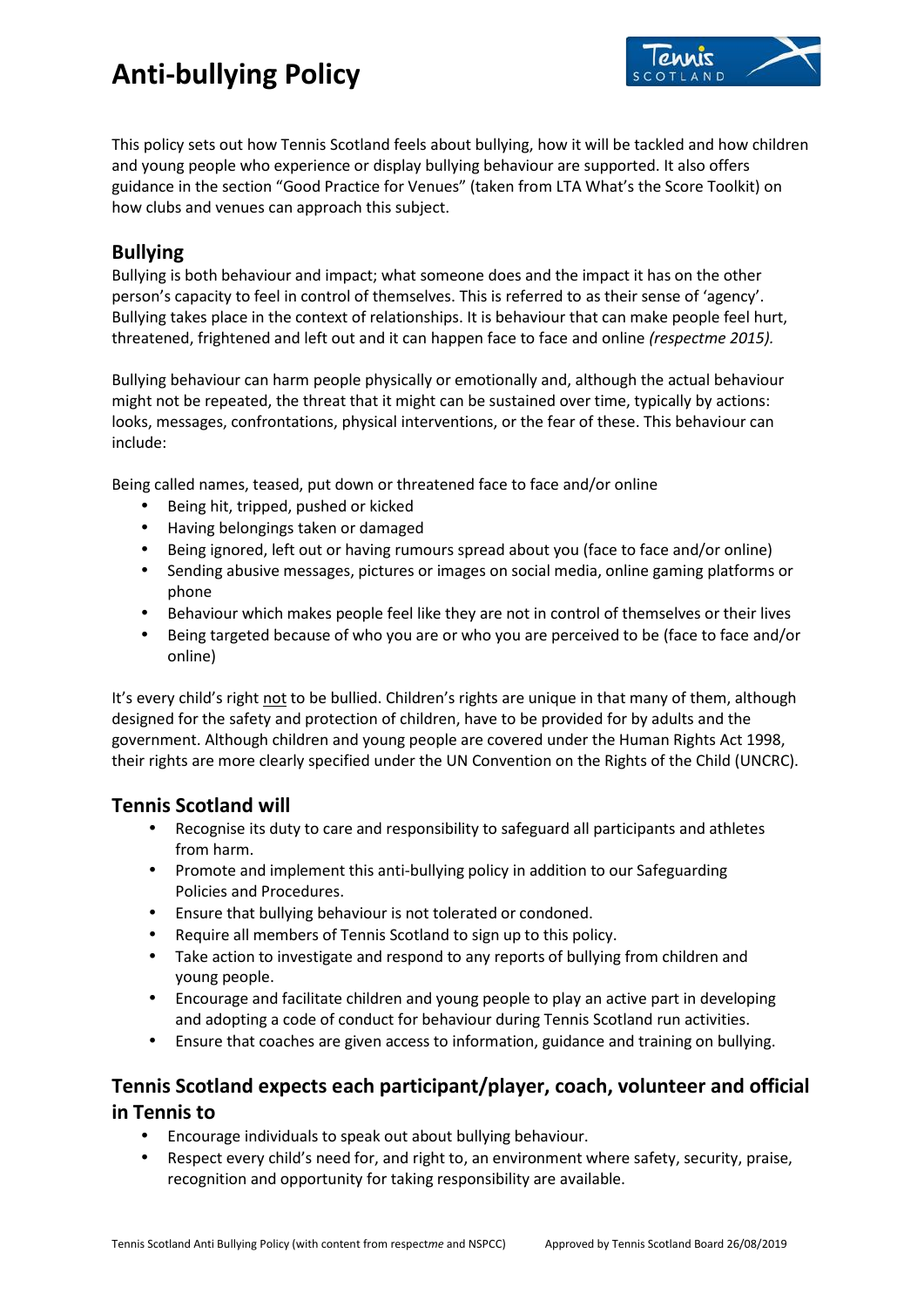# Anti-bullying Policy

This policy sets out how Tennis Scotland feels about bullying, how it will be tackled and how children and young people who experience or display bullying behaviour are supported. It also offers guidance in the section "Good Practice for Venues" (taken from LTA What's the Score Toolkit) on how clubs and venues can approach this subject.

## Bullying

Bullying is both behaviour and impact; what someone does and the impact it has on the other person's capacity to feel in control of themselves. This is referred to as their sense of 'agency'. Bullying takes place in the context of relationships. It is behaviour that can make people feel hurt, threatened, frightened and left out and it can happen face to face and online *(respectme 2015).*

Bullying behaviour can harm people physically or emotionally and, although the actual behaviour might not be repeated, the threat that it might can be sustained over time, typically by actions: looks, messages, confrontations, physical interventions, or the fear of these. This behaviour can include:

Being called names, teased, put down or threatened face to face and/or online

- Being hit, tripped, pushed or kicked
- Having belongings taken or damaged
- Being ignored, left out or having rumours spread about you (face to face and/or online)
- Sending abusive messages, pictures or images on social media, online gaming platforms or phone
- Behaviour which makes people feel like they are not in control of themselves or their lives
- Being targeted because of who you are or who you are perceived to be (face to face and/or online)

It's every child's right <u>not</u> to be bullied. Children's rights are unique in that many of them, although designed for the safety and protection of children, have to be provided for by adults and the government. Although children and young people are covered under the Human Rights Act 1998, their rights are more clearly specified under the UN Convention on the Rights of the Child (UNCRC).

## Tennis Scotland will

- Recognise its duty to care and responsibility to safeguard all participants and athletes from harm.
- Promote and implement this anti-bullying policy in addition to our Safeguarding Policies and Procedures.
- Ensure that bullying behaviour is not tolerated or condoned.
- Require all members of Tennis Scotland to sign up to this policy.
- Take action to investigate and respond to any reports of bullying from children and young people.
- Encourage and facilitate children and young people to play an active part in developing and adopting a code of conduct for behaviour during Tennis Scotland run activities.
- Ensure that coaches are given access to information, guidance and training on bullying.

## Tennis Scotland expects each participant/player, coach, volunteer and official in Tennis to

- Encourage individuals to speak out about bullying behaviour.
- Respect every child's need for, and right to, an environment where safety, security, praise, recognition and opportunity for taking responsibility are available.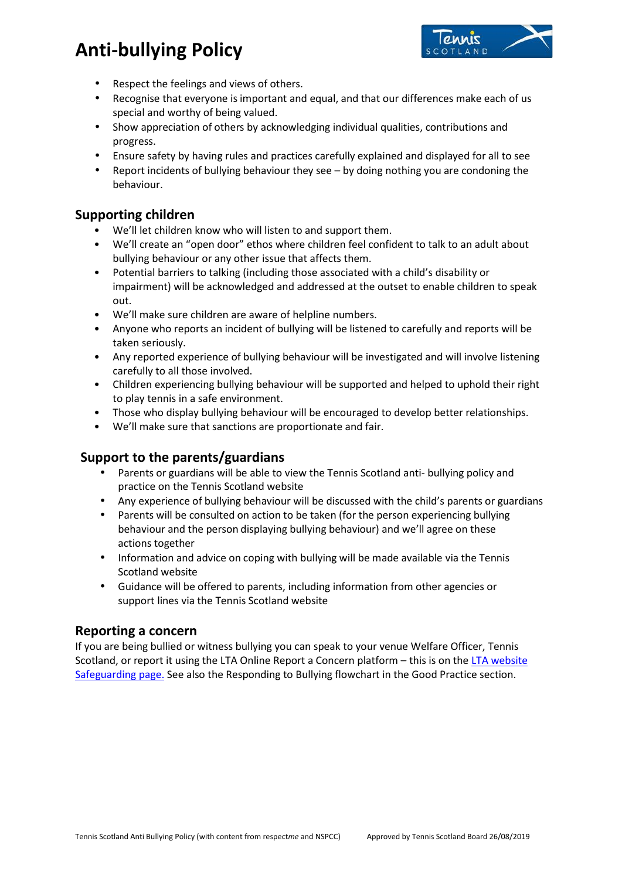# Anti-bullying Policy

- Respect the feelings and views of others.
- Recognise that everyone is important and equal, and that our differences make each of us special and worthy of being valued.
- Show appreciation of others by acknowledging individual qualities, contributions and progress.
- Ensure safety by having rules and practices carefully explained and displayed for all to see
- Report incidents of bullying behaviour they see – by doing nothing you are condoning the behaviour.

## Supporting children

- We'll let children know who will listen to and support them.
- We'll create an "open door" ethos where children feel confident to talk to an adult about bullying behaviour or any other issue that affects them.
- Potential barriers to talking (including those associated with a child's disability or impairment) will be acknowledged and addressed at the outset to enable children to speak out.
- We'll make sure children are aware of helpline numbers.
- Anyone who reports an incident of bullying will be listened to carefully and reports will be taken seriously.
- Any reported experience of bullying behaviour will be investigated and will involve listening carefully to all those involved.
- Children experiencing bullying behaviour will be supported and helped to uphold their right to play tennis in a safe environment.
- Those who display bullying behaviour will be encouraged to develop better relationships.
- We'll make sure that sanctions are proportionate and fair.

## Support to the parents/guardians

- Parents or guardians will be able to view the Tennis Scotland anti- bullying policy and practice on the Tennis Scotland website
- Any experience of bullying behaviour will be discussed with the child's parents or guardians
- Parents will be consulted on action to be taken (for the person experiencing bullying behaviour and the person displaying bullying behaviour) and we'll agree on these actions together
- Information and advice on coping with bullying will be made available via the Tennis Scotland website
- Guidance will be offered to parents, including information from other agencies or support lines via the Tennis Scotland website

## Reporting a concern

If you are being bullied or witness bullying you can speak to your venue Welfare Officer, Tennis Scotland, or report it using the LTA Online Report a Concern platform – this is on the [LTA website Safeguarding page.](LTA website Safeguarding page) See also the Responding to Bullying flowchart in the Good Practice section.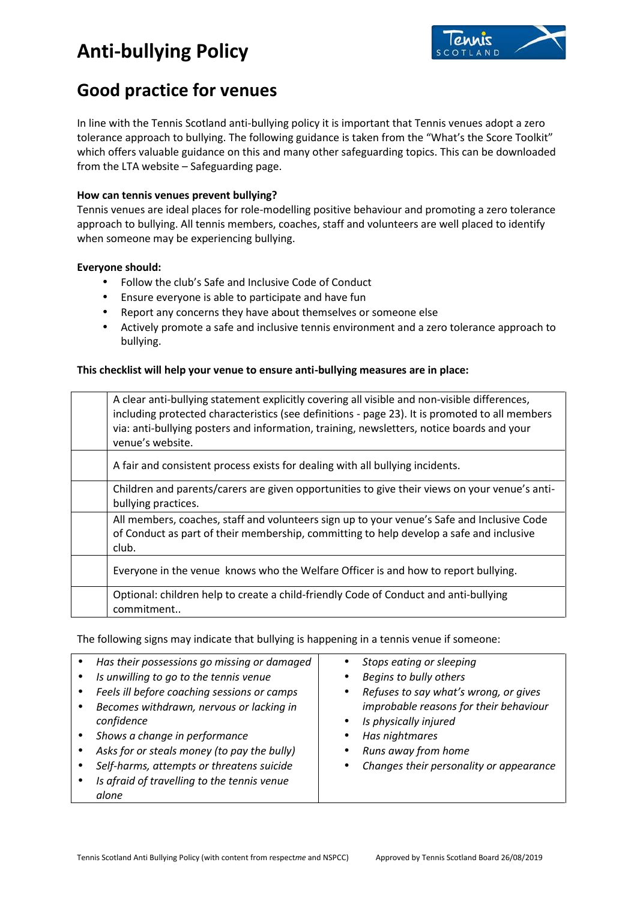# Anti-bullying Policy

## Good practice for venues

In line with the Tennis Scotland anti-bullying policy it is important that Tennis venues adopt a zero tolerance approach to bullying. The following guidance is taken from the "What's the Score Toolkit" which offers valuable guidance on this and many other safeguarding topics. This can be downloaded from the LTA website – Safeguarding page.

**How can tennis venues prevent bullying?**
Tennis venues are ideal places for role-modelling positive behaviour and promoting a zero tolerance approach to bullying. All tennis members, coaches, staff and volunteers are well placed to identify when someone may be experiencing bullying.

**Everyone should:**

- Follow the club's Safe and Inclusive Code of Conduct
- Ensure everyone is able to participate and have fun
- Report any concerns they have about themselves or someone else
- Actively promote a safe and inclusive tennis environment and a zero tolerance approach to bullying.

**This checklist will help your venue to ensure anti-bullying measures are in place:**

| | |
|---|---|
| | A clear anti-bullying statement explicitly covering all visible and non-visible differences, including protected characteristics (see definitions - page 23). It is promoted to all members via: anti-bullying posters and information, training, newsletters, notice boards and your venue's website. |
| | A fair and consistent process exists for dealing with all bullying incidents. |
| | Children and parents/carers are given opportunities to give their views on your venue's anti-bullying practices. |
| | All members, coaches, staff and volunteers sign up to your venue's Safe and Inclusive Code of Conduct as part of their membership, committing to help develop a safe and inclusive club. |
| | Everyone in the venue knows who the Welfare Officer is and how to report bullying. |
| | Optional: children help to create a child-friendly Code of Conduct and anti-bullying commitment.. |

The following signs may indicate that bullying is happening in a tennis venue if someone:

- *Has their possessions go missing or damaged*
- *Is unwilling to go to the tennis venue*
- *Feels ill before coaching sessions or camps*
- *Becomes withdrawn, nervous or lacking in confidence*
- *Shows a change in performance*
- *Asks for or steals money (to pay the bully)*
- *Self-harms, attempts or threatens suicide*
- *Is afraid of travelling to the tennis venue alone*
- *Stops eating or sleeping*
- *Begins to bully others*
- *Refuses to say what's wrong, or gives improbable reasons for their behaviour*
- *Is physically injured*
- *Has nightmares*
- *Runs away from home*
- *Changes their personality or appearance*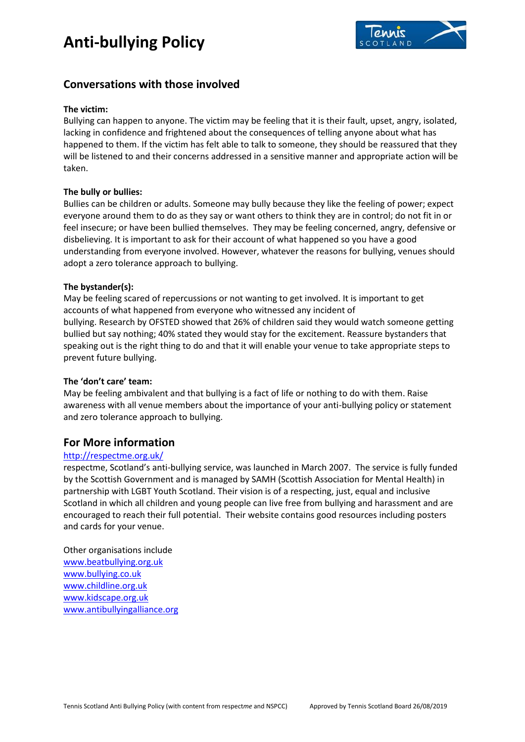## Conversations with those involved

**The victim:**
Bullying can happen to anyone. The victim may be feeling that it is their fault, upset, angry, isolated, lacking in confidence and frightened about the consequences of telling anyone about what has happened to them. If the victim has felt able to talk to someone, they should be reassured that they will be listened to and their concerns addressed in a sensitive manner and appropriate action will be taken.

**The bully or bullies:**
Bullies can be children or adults. Someone may bully because they like the feeling of power; expect everyone around them to do as they say or want others to think they are in control; do not fit in or feel insecure; or have been bullied themselves. They may be feeling concerned, angry, defensive or disbelieving. It is important to ask for their account of what happened so you have a good understanding from everyone involved. However, whatever the reasons for bullying, venues should adopt a zero tolerance approach to bullying.

**The bystander(s):**
May be feeling scared of repercussions or not wanting to get involved. It is important to get accounts of what happened from everyone who witnessed any incident of bullying. Research by OFSTED showed that 26% of children said they would watch someone getting bullied but say nothing; 40% stated they would stay for the excitement. Reassure bystanders that speaking out is the right thing to do and that it will enable your venue to take appropriate steps to prevent future bullying.

**The 'don't care' team:**
May be feeling ambivalent and that bullying is a fact of life or nothing to do with them. Raise awareness with all venue members about the importance of your anti-bullying policy or statement and zero tolerance approach to bullying.

## For More information

http://respectme.org.uk/
respectme, Scotland's anti-bullying service, was launched in March 2007. The service is fully funded by the Scottish Government and is managed by SAMH (Scottish Association for Mental Health) in partnership with LGBT Youth Scotland. Their vision is of a respecting, just, equal and inclusive Scotland in which all children and young people can live free from bullying and harassment and are encouraged to reach their full potential. Their website contains good resources including posters and cards for your venue.

Other organisations include
www.beatbullying.org.uk
www.bullying.co.uk
www.childline.org.uk
www.kidscape.org.uk
www.antibullyingalliance.org